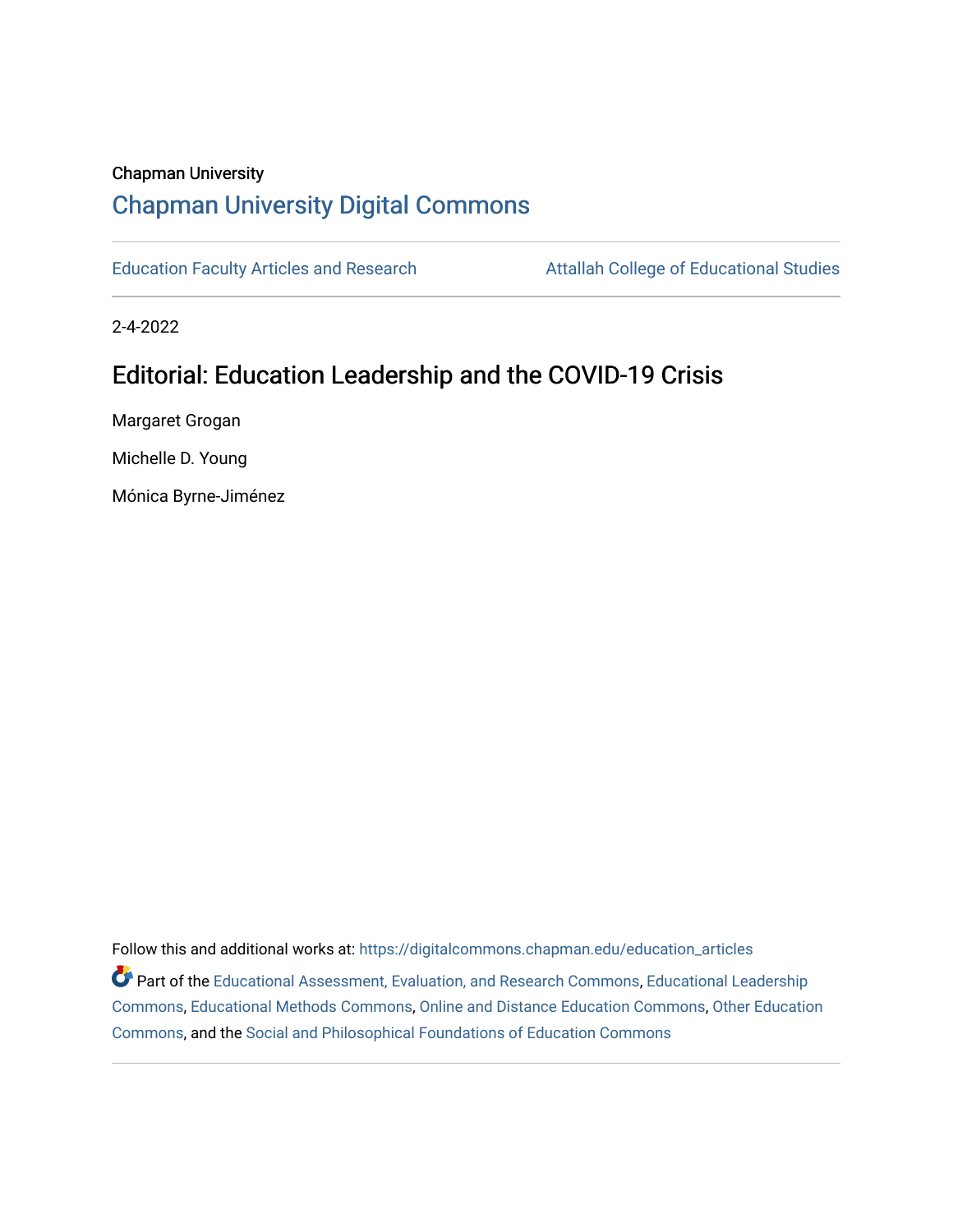Chapman University

## Chapman University Digital Commons

Education Faculty Articles and Research | Attallah College of Educational Studies

2-4-2022

# Editorial: Education Leadership and the COVID-19 Crisis

Margaret Grogan

Michelle D. Young

Mónica Byrne-Jiménez

Follow this and additional works at: https://digitalcommons.chapman.edu/education_articles

Part of the Educational Assessment, Evaluation, and Research Commons, Educational Leadership Commons, Educational Methods Commons, Online and Distance Education Commons, Other Education Commons, and the Social and Philosophical Foundations of Education Commons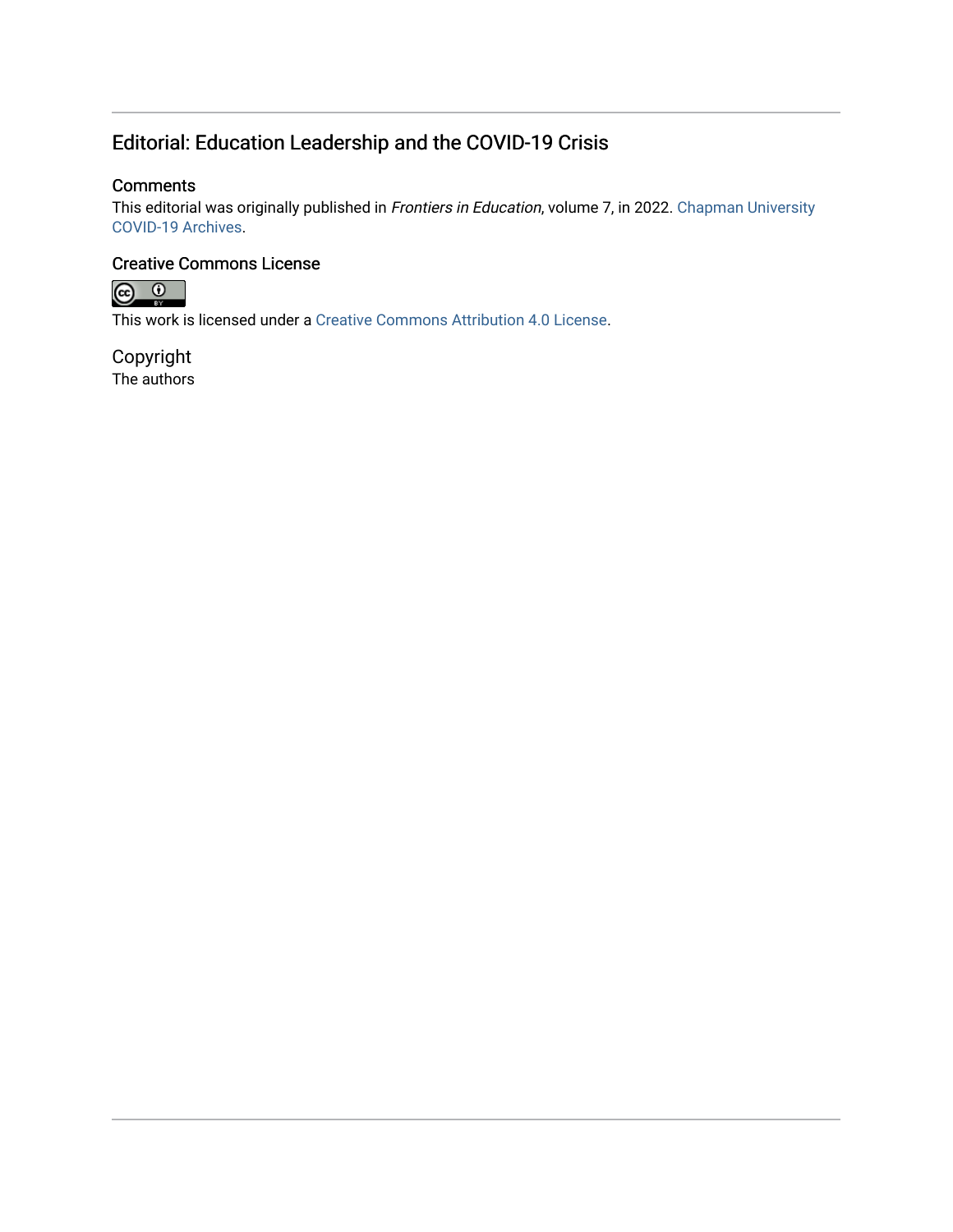# Editorial: Education Leadership and the COVID-19 Crisis

## Comments

This editorial was originally published in *Frontiers in Education*, volume 7, in 2022. Chapman University COVID-19 Archives.

## Creative Commons License

This work is licensed under a Creative Commons Attribution 4.0 License.

## Copyright

The authors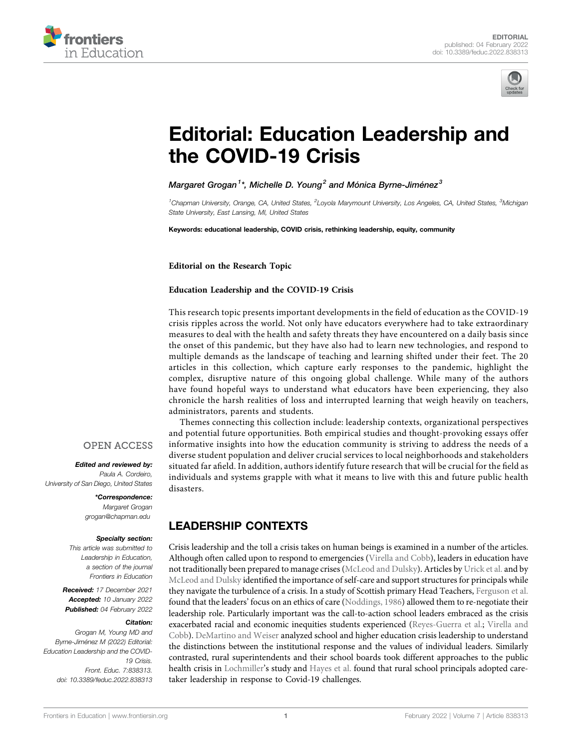# Editorial: Education Leadership and the COVID-19 Crisis

*Margaret Grogan[1]\*, Michelle D. Young[2] and Mónica Byrne-Jiménez[3]*

[1]Chapman University, Orange, CA, United States, [2]Loyola Marymount University, Los Angeles, CA, United States, [3]Michigan State University, East Lansing, MI, United States

**Keywords: educational leadership, COVID crisis, rethinking leadership, equity, community**

OPEN ACCESS

***Edited and reviewed by:***
Paula A. Cordeiro,
University of San Diego, United States

***\*Correspondence:***
Margaret Grogan
grogan@chapman.edu

***Specialty section:***
This article was submitted to Leadership in Education, a section of the journal Frontiers in Education

***Received:*** 17 December 2021
***Accepted:*** 10 January 2022
***Published:*** 04 February 2022

***Citation:***
Grogan M, Young MD and Byrne-Jiménez M (2022) Editorial: Education Leadership and the COVID-19 Crisis. Front. Educ. 7:838313. doi: 10.3389/feduc.2022.838313

**Editorial on the Research Topic**

**Education Leadership and the COVID-19 Crisis**

This research topic presents important developments in the field of education as the COVID-19 crisis ripples across the world. Not only have educators everywhere had to take extraordinary measures to deal with the health and safety threats they have encountered on a daily basis since the onset of this pandemic, but they have also had to learn new technologies, and respond to multiple demands as the landscape of teaching and learning shifted under their feet. The 20 articles in this collection, which capture early responses to the pandemic, highlight the complex, disruptive nature of this ongoing global challenge. While many of the authors have found hopeful ways to understand what educators have been experiencing, they also chronicle the harsh realities of loss and interrupted learning that weigh heavily on teachers, administrators, parents and students.

Themes connecting this collection include: leadership contexts, organizational perspectives and potential future opportunities. Both empirical studies and thought-provoking essays offer informative insights into how the education community is striving to address the needs of a diverse student population and deliver crucial services to local neighborhoods and stakeholders situated far afield. In addition, authors identify future research that will be crucial for the field as individuals and systems grapple with what it means to live with this and future public health disasters.

## LEADERSHIP CONTEXTS

Crisis leadership and the toll a crisis takes on human beings is examined in a number of the articles. Although often called upon to respond to emergencies (Virella and Cobb), leaders in education have not traditionally been prepared to manage crises (McLeod and Dulsky). Articles by Urick et al. and by McLeod and Dulsky identified the importance of self-care and support structures for principals while they navigate the turbulence of a crisis. In a study of Scottish primary Head Teachers, Ferguson et al. found that the leaders' focus on an ethics of care (Noddings, 1986) allowed them to re-negotiate their leadership role. Particularly important was the call-to-action school leaders embraced as the crisis exacerbated racial and economic inequities students experienced (Reyes-Guerra et al.; Virella and Cobb). DeMartino and Weiser analyzed school and higher education crisis leadership to understand the distinctions between the institutional response and the values of individual leaders. Similarly contrasted, rural superintendents and their school boards took different approaches to the public health crisis in Lochmiller's study and Hayes et al. found that rural school principals adopted care-taker leadership in response to Covid-19 challenges.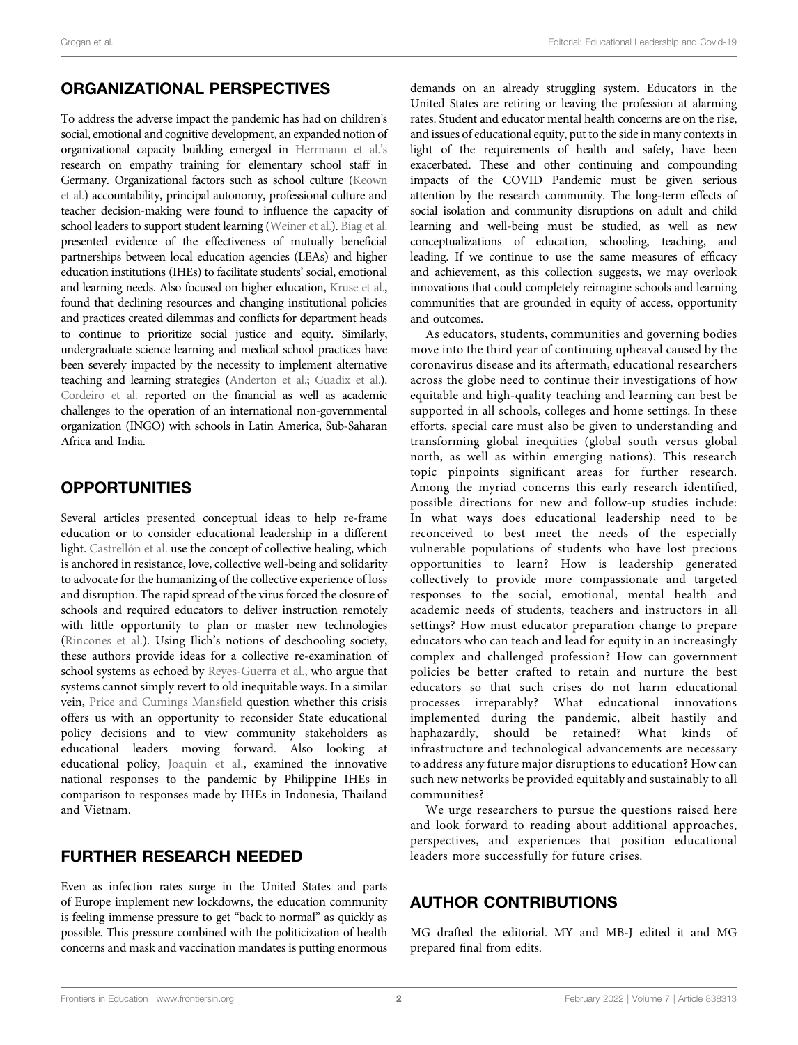## ORGANIZATIONAL PERSPECTIVES

To address the adverse impact the pandemic has had on children's social, emotional and cognitive development, an expanded notion of organizational capacity building emerged in Herrmann et al.'s research on empathy training for elementary school staff in Germany. Organizational factors such as school culture (Keown et al.) accountability, principal autonomy, professional culture and teacher decision-making were found to influence the capacity of school leaders to support student learning (Weiner et al.). Biag et al. presented evidence of the effectiveness of mutually beneficial partnerships between local education agencies (LEAs) and higher education institutions (IHEs) to facilitate students' social, emotional and learning needs. Also focused on higher education, Kruse et al., found that declining resources and changing institutional policies and practices created dilemmas and conflicts for department heads to continue to prioritize social justice and equity. Similarly, undergraduate science learning and medical school practices have been severely impacted by the necessity to implement alternative teaching and learning strategies (Anderton et al.; Guadix et al.). Cordeiro et al. reported on the financial as well as academic challenges to the operation of an international non-governmental organization (INGO) with schools in Latin America, Sub-Saharan Africa and India.

## OPPORTUNITIES

Several articles presented conceptual ideas to help re-frame education or to consider educational leadership in a different light. Castrellón et al. use the concept of collective healing, which is anchored in resistance, love, collective well-being and solidarity to advocate for the humanizing of the collective experience of loss and disruption. The rapid spread of the virus forced the closure of schools and required educators to deliver instruction remotely with little opportunity to plan or master new technologies (Rincones et al.). Using Ilich's notions of deschooling society, these authors provide ideas for a collective re-examination of school systems as echoed by Reyes-Guerra et al., who argue that systems cannot simply revert to old inequitable ways. In a similar vein, Price and Cumings Mansfield question whether this crisis offers us with an opportunity to reconsider State educational policy decisions and to view community stakeholders as educational leaders moving forward. Also looking at educational policy, Joaquin et al., examined the innovative national responses to the pandemic by Philippine IHEs in comparison to responses made by IHEs in Indonesia, Thailand and Vietnam.

## FURTHER RESEARCH NEEDED

Even as infection rates surge in the United States and parts of Europe implement new lockdowns, the education community is feeling immense pressure to get "back to normal" as quickly as possible. This pressure combined with the politicization of health concerns and mask and vaccination mandates is putting enormous demands on an already struggling system. Educators in the United States are retiring or leaving the profession at alarming rates. Student and educator mental health concerns are on the rise, and issues of educational equity, put to the side in many contexts in light of the requirements of health and safety, have been exacerbated. These and other continuing and compounding impacts of the COVID Pandemic must be given serious attention by the research community. The long-term effects of social isolation and community disruptions on adult and child learning and well-being must be studied, as well as new conceptualizations of education, schooling, teaching, and leading. If we continue to use the same measures of efficacy and achievement, as this collection suggests, we may overlook innovations that could completely reimagine schools and learning communities that are grounded in equity of access, opportunity and outcomes.

As educators, students, communities and governing bodies move into the third year of continuing upheaval caused by the coronavirus disease and its aftermath, educational researchers across the globe need to continue their investigations of how equitable and high-quality teaching and learning can best be supported in all schools, colleges and home settings. In these efforts, special care must also be given to understanding and transforming global inequities (global south versus global north, as well as within emerging nations). This research topic pinpoints significant areas for further research. Among the myriad concerns this early research identified, possible directions for new and follow-up studies include: In what ways does educational leadership need to be reconceived to best meet the needs of the especially vulnerable populations of students who have lost precious opportunities to learn? How is leadership generated collectively to provide more compassionate and targeted responses to the social, emotional, mental health and academic needs of students, teachers and instructors in all settings? How must educator preparation change to prepare educators who can teach and lead for equity in an increasingly complex and challenged profession? How can government policies be better crafted to retain and nurture the best educators so that such crises do not harm educational processes irreparably? What educational innovations implemented during the pandemic, albeit hastily and haphazardly, should be retained? What kinds of infrastructure and technological advancements are necessary to address any future major disruptions to education? How can such new networks be provided equitably and sustainably to all communities?

We urge researchers to pursue the questions raised here and look forward to reading about additional approaches, perspectives, and experiences that position educational leaders more successfully for future crises.

## AUTHOR CONTRIBUTIONS

MG drafted the editorial. MY and MB-J edited it and MG prepared final from edits.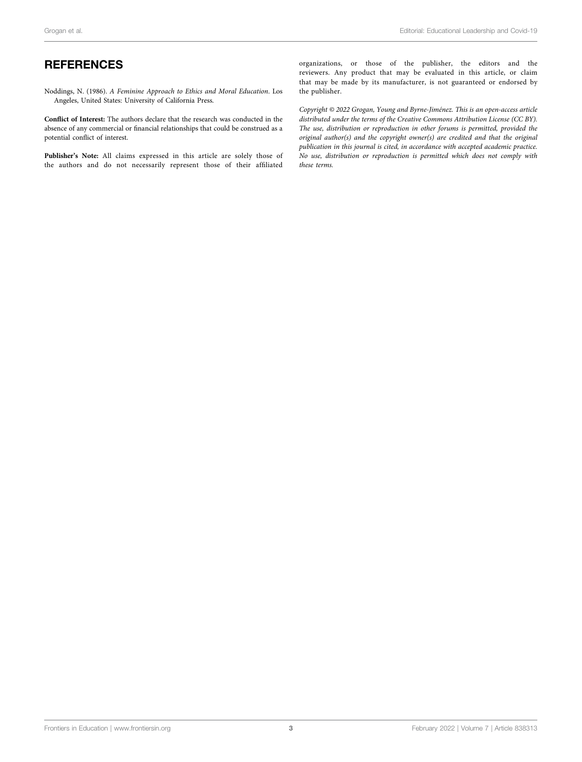## REFERENCES

Noddings, N. (1986). *A Feminine Approach to Ethics and Moral Education*. Los Angeles, United States: University of California Press.

**Conflict of Interest:** The authors declare that the research was conducted in the absence of any commercial or financial relationships that could be construed as a potential conflict of interest.

**Publisher's Note:** All claims expressed in this article are solely those of the authors and do not necessarily represent those of their affiliated organizations, or those of the publisher, the editors and the reviewers. Any product that may be evaluated in this article, or claim that may be made by its manufacturer, is not guaranteed or endorsed by the publisher.

*Copyright © 2022 Grogan, Young and Byrne-Jiménez. This is an open-access article distributed under the terms of the Creative Commons Attribution License (CC BY). The use, distribution or reproduction in other forums is permitted, provided the original author(s) and the copyright owner(s) are credited and that the original publication in this journal is cited, in accordance with accepted academic practice. No use, distribution or reproduction is permitted which does not comply with these terms.*